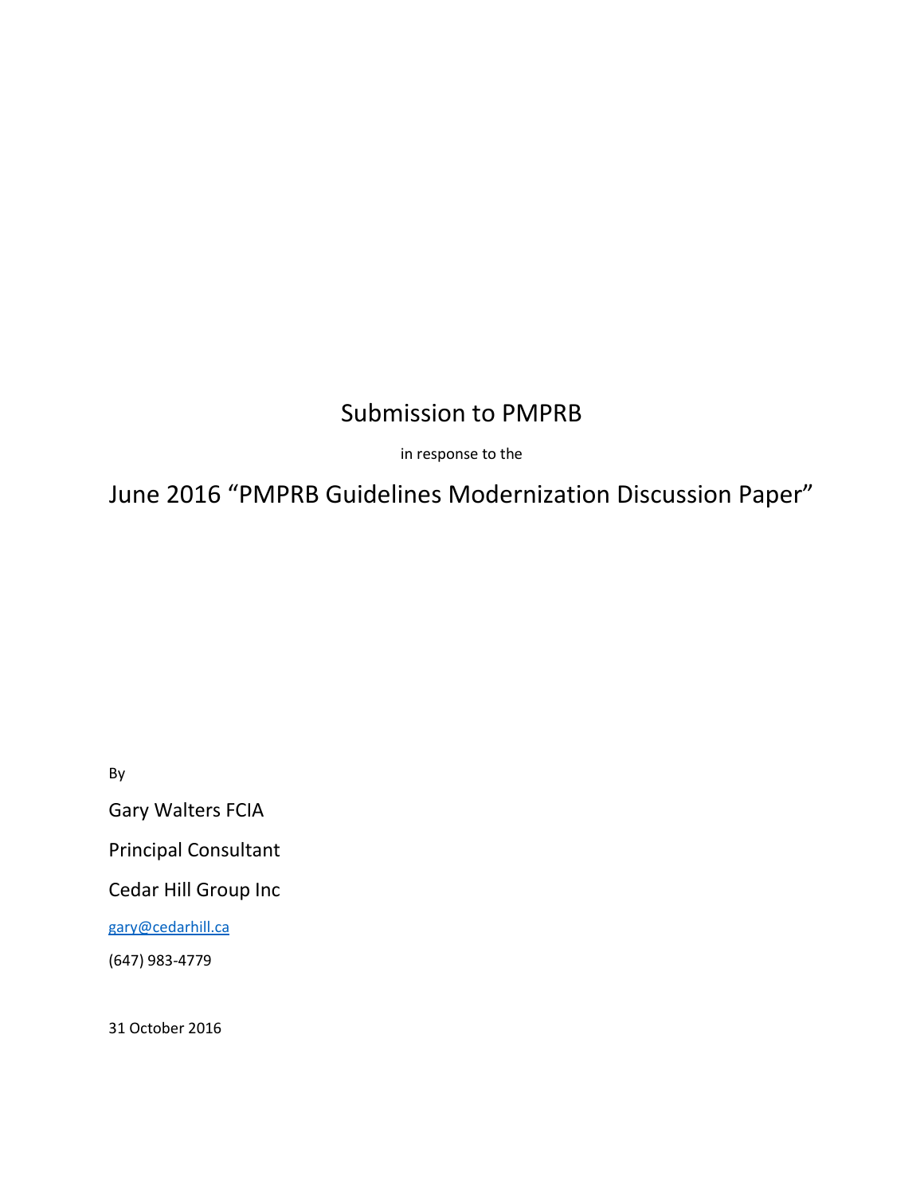# Submission to PMPRB

in response to the

## June 2016 “PMPRB Guidelines Modernization Discussion Paper”

By

Gary Walters FCIA

Principal Consultant

Cedar Hill Group Inc

gary@cedarhill.ca

(647) 983-4779

31 October 2016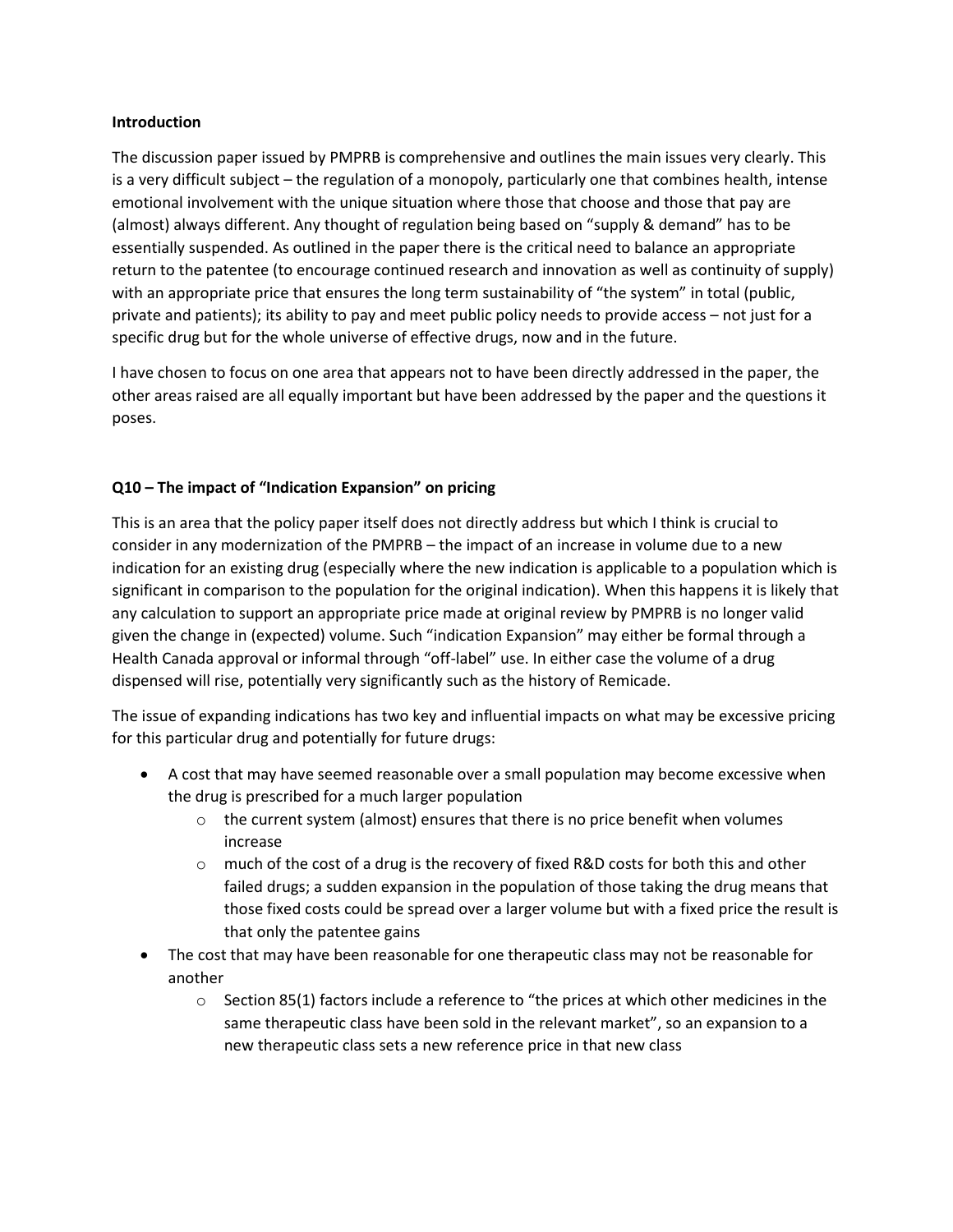**Introduction**

The discussion paper issued by PMPRB is comprehensive and outlines the main issues very clearly. This is a very difficult subject – the regulation of a monopoly, particularly one that combines health, intense emotional involvement with the unique situation where those that choose and those that pay are (almost) always different. Any thought of regulation being based on "supply & demand" has to be essentially suspended. As outlined in the paper there is the critical need to balance an appropriate return to the patentee (to encourage continued research and innovation as well as continuity of supply) with an appropriate price that ensures the long term sustainability of "the system" in total (public, private and patients); its ability to pay and meet public policy needs to provide access – not just for a specific drug but for the whole universe of effective drugs, now and in the future.

I have chosen to focus on one area that appears not to have been directly addressed in the paper, the other areas raised are all equally important but have been addressed by the paper and the questions it poses.

**Q10 – The impact of "Indication Expansion" on pricing**

This is an area that the policy paper itself does not directly address but which I think is crucial to consider in any modernization of the PMPRB – the impact of an increase in volume due to a new indication for an existing drug (especially where the new indication is applicable to a population which is significant in comparison to the population for the original indication). When this happens it is likely that any calculation to support an appropriate price made at original review by PMPRB is no longer valid given the change in (expected) volume. Such "indication Expansion" may either be formal through a Health Canada approval or informal through "off-label" use. In either case the volume of a drug dispensed will rise, potentially very significantly such as the history of Remicade.

The issue of expanding indications has two key and influential impacts on what may be excessive pricing for this particular drug and potentially for future drugs:

- A cost that may have seemed reasonable over a small population may become excessive when the drug is prescribed for a much larger population
  - the current system (almost) ensures that there is no price benefit when volumes increase
  - much of the cost of a drug is the recovery of fixed R&D costs for both this and other failed drugs; a sudden expansion in the population of those taking the drug means that those fixed costs could be spread over a larger volume but with a fixed price the result is that only the patentee gains
- The cost that may have been reasonable for one therapeutic class may not be reasonable for another
  - Section 85(1) factors include a reference to "the prices at which other medicines in the same therapeutic class have been sold in the relevant market", so an expansion to a new therapeutic class sets a new reference price in that new class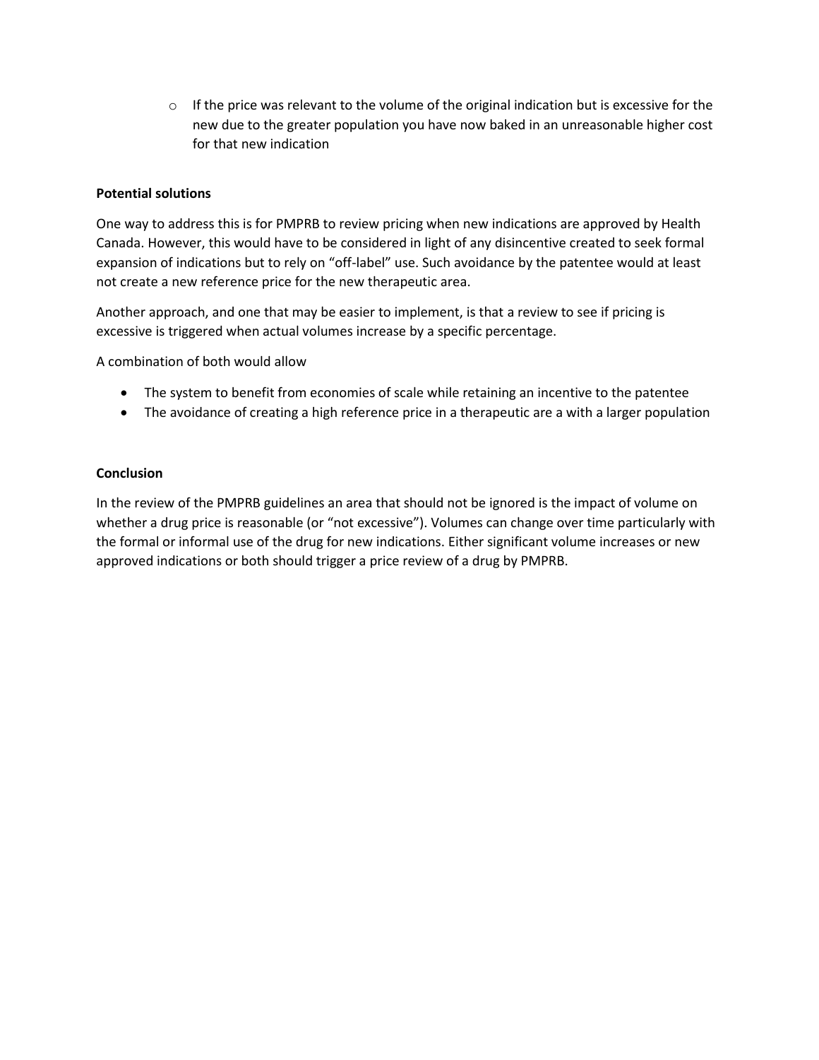- If the price was relevant to the volume of the original indication but is excessive for the new due to the greater population you have now baked in an unreasonable higher cost for that new indication

**Potential solutions**

One way to address this is for PMPRB to review pricing when new indications are approved by Health Canada. However, this would have to be considered in light of any disincentive created to seek formal expansion of indications but to rely on "off-label" use. Such avoidance by the patentee would at least not create a new reference price for the new therapeutic area.

Another approach, and one that may be easier to implement, is that a review to see if pricing is excessive is triggered when actual volumes increase by a specific percentage.

A combination of both would allow

- The system to benefit from economies of scale while retaining an incentive to the patentee
- The avoidance of creating a high reference price in a therapeutic are a with a larger population

**Conclusion**

In the review of the PMPRB guidelines an area that should not be ignored is the impact of volume on whether a drug price is reasonable (or "not excessive"). Volumes can change over time particularly with the formal or informal use of the drug for new indications. Either significant volume increases or new approved indications or both should trigger a price review of a drug by PMPRB.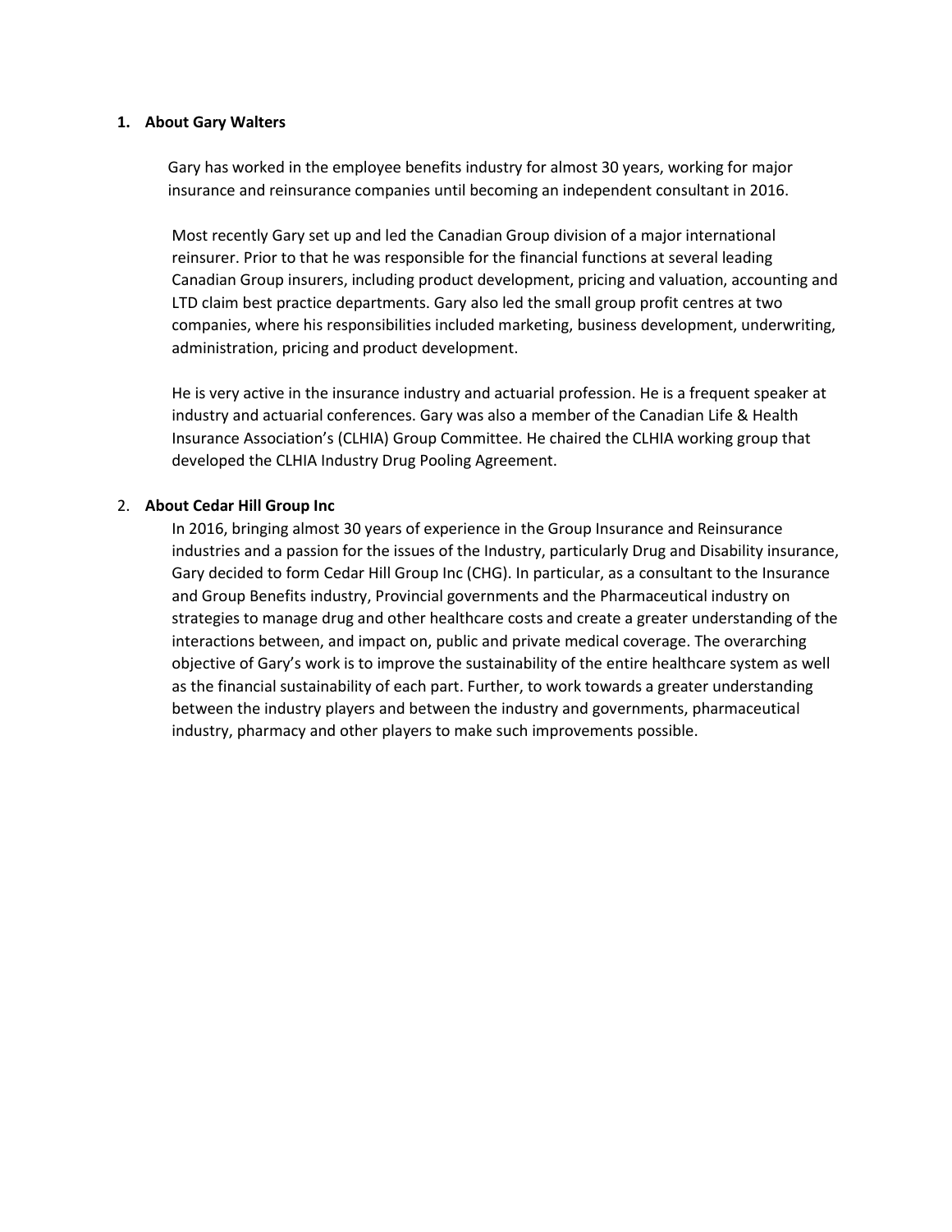## 1. About Gary Walters

Gary has worked in the employee benefits industry for almost 30 years, working for major insurance and reinsurance companies until becoming an independent consultant in 2016.

Most recently Gary set up and led the Canadian Group division of a major international reinsurer. Prior to that he was responsible for the financial functions at several leading Canadian Group insurers, including product development, pricing and valuation, accounting and LTD claim best practice departments. Gary also led the small group profit centres at two companies, where his responsibilities included marketing, business development, underwriting, administration, pricing and product development.

He is very active in the insurance industry and actuarial profession. He is a frequent speaker at industry and actuarial conferences. Gary was also a member of the Canadian Life & Health Insurance Association's (CLHIA) Group Committee. He chaired the CLHIA working group that developed the CLHIA Industry Drug Pooling Agreement.

## 2. About Cedar Hill Group Inc

In 2016, bringing almost 30 years of experience in the Group Insurance and Reinsurance industries and a passion for the issues of the Industry, particularly Drug and Disability insurance, Gary decided to form Cedar Hill Group Inc (CHG). In particular, as a consultant to the Insurance and Group Benefits industry, Provincial governments and the Pharmaceutical industry on strategies to manage drug and other healthcare costs and create a greater understanding of the interactions between, and impact on, public and private medical coverage. The overarching objective of Gary's work is to improve the sustainability of the entire healthcare system as well as the financial sustainability of each part. Further, to work towards a greater understanding between the industry players and between the industry and governments, pharmaceutical industry, pharmacy and other players to make such improvements possible.